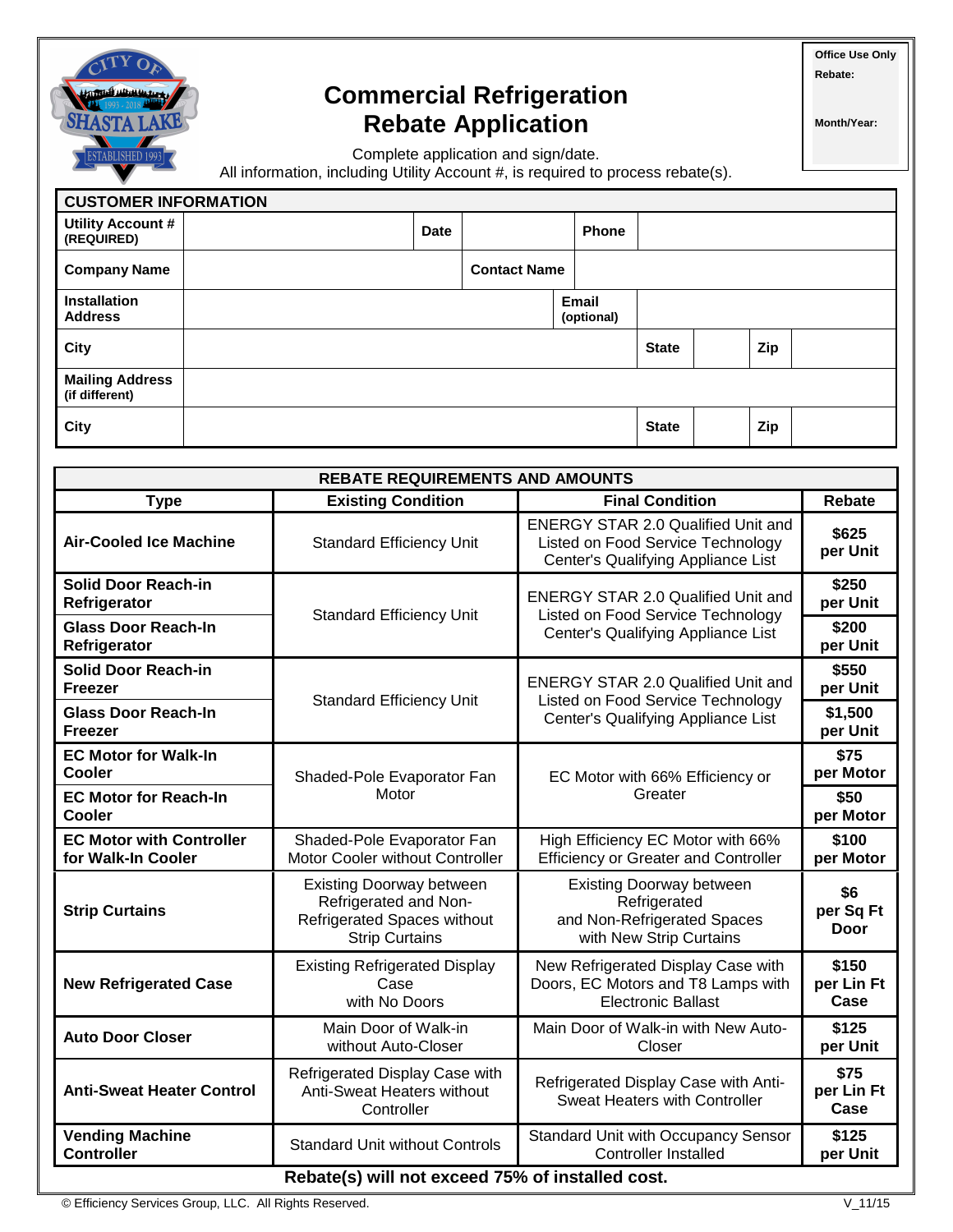# Commercial Refrigeration Rebate Application

**Office Use Only**
**Rebate:**
**Month/Year:**

Complete application and sign/date.
All information, including Utility Account #, is required to process rebate(s).

| CUSTOMER INFORMATION | | | | | | | |
|---|---|---|---|---|---|---|---|
| **Utility Account # (REQUIRED)** | | **Date** | | **Phone** | | | |
| **Company Name** | | **Contact Name** | | | | | |
| **Installation Address** | | | **Email (optional)** | | | | |
| **City** | | | | **State** | | **Zip** | |
| **Mailing Address (if different)** | | | | | | | |
| **City** | | | | **State** | | **Zip** | |

| REBATE REQUIREMENTS AND AMOUNTS | | | |
|---|---|---|---|
| **Type** | **Existing Condition** | **Final Condition** | **Rebate** |
| **Air-Cooled Ice Machine** | Standard Efficiency Unit | ENERGY STAR 2.0 Qualified Unit and Listed on Food Service Technology Center's Qualifying Appliance List | **$625 per Unit** |
| **Solid Door Reach-in Refrigerator** | Standard Efficiency Unit | ENERGY STAR 2.0 Qualified Unit and Listed on Food Service Technology Center's Qualifying Appliance List | **$250 per Unit** |
| **Glass Door Reach-In Refrigerator** | | | **$200 per Unit** |
| **Solid Door Reach-in Freezer** | Standard Efficiency Unit | ENERGY STAR 2.0 Qualified Unit and Listed on Food Service Technology Center's Qualifying Appliance List | **$550 per Unit** |
| **Glass Door Reach-In Freezer** | | | **$1,500 per Unit** |
| **EC Motor for Walk-In Cooler** | Shaded-Pole Evaporator Fan Motor | EC Motor with 66% Efficiency or Greater | **$75 per Motor** |
| **EC Motor for Reach-In Cooler** | | | **$50 per Motor** |
| **EC Motor with Controller for Walk-In Cooler** | Shaded-Pole Evaporator Fan Motor Cooler without Controller | High Efficiency EC Motor with 66% Efficiency or Greater and Controller | **$100 per Motor** |
| **Strip Curtains** | Existing Doorway between Refrigerated and Non-Refrigerated Spaces without Strip Curtains | Existing Doorway between Refrigerated and Non-Refrigerated Spaces with New Strip Curtains | **$6 per Sq Ft Door** |
| **New Refrigerated Case** | Existing Refrigerated Display Case with No Doors | New Refrigerated Display Case with Doors, EC Motors and T8 Lamps with Electronic Ballast | **$150 per Lin Ft Case** |
| **Auto Door Closer** | Main Door of Walk-in without Auto-Closer | Main Door of Walk-in with New Auto-Closer | **$125 per Unit** |
| **Anti-Sweat Heater Control** | Refrigerated Display Case with Anti-Sweat Heaters without Controller | Refrigerated Display Case with Anti-Sweat Heaters with Controller | **$75 per Lin Ft Case** |
| **Vending Machine Controller** | Standard Unit without Controls | Standard Unit with Occupancy Sensor Controller Installed | **$125 per Unit** |

**Rebate(s) will not exceed 75% of installed cost.**

© Efficiency Services Group, LLC. All Rights Reserved. V_11/15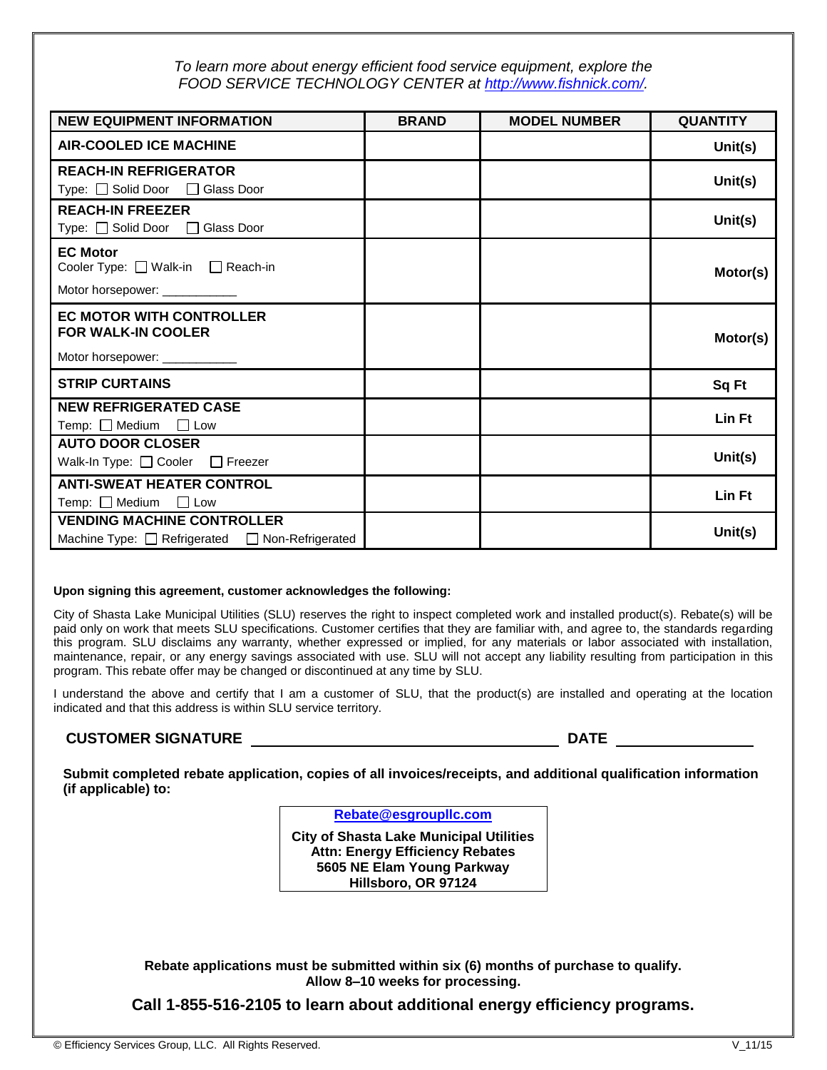*To learn more about energy efficient food service equipment, explore the FOOD SERVICE TECHNOLOGY CENTER at [http://www.fishnick.com/](http://www.fishnick.com/).*

| NEW EQUIPMENT INFORMATION | BRAND | MODEL NUMBER | QUANTITY |
|---|---|---|---|
| **AIR-COOLED ICE MACHINE** | | | **Unit(s)** |
| **REACH-IN REFRIGERATOR**<br>Type: ☐ Solid Door ☐ Glass Door | | | **Unit(s)** |
| **REACH-IN FREEZER**<br>Type: ☐ Solid Door ☐ Glass Door | | | **Unit(s)** |
| **EC Motor**<br>Cooler Type: ☐ Walk-in ☐ Reach-in<br>Motor horsepower: ___________ | | | **Motor(s)** |
| **EC MOTOR WITH CONTROLLER FOR WALK-IN COOLER**<br>Motor horsepower: ___________ | | | **Motor(s)** |
| **STRIP CURTAINS** | | | **Sq Ft** |
| **NEW REFRIGERATED CASE**<br>Temp: ☐ Medium ☐ Low | | | **Lin Ft** |
| **AUTO DOOR CLOSER**<br>Walk-In Type: ☐ Cooler ☐ Freezer | | | **Unit(s)** |
| **ANTI-SWEAT HEATER CONTROL**<br>Temp: ☐ Medium ☐ Low | | | **Lin Ft** |
| **VENDING MACHINE CONTROLLER**<br>Machine Type: ☐ Refrigerated ☐ Non-Refrigerated | | | **Unit(s)** |

**Upon signing this agreement, customer acknowledges the following:**

City of Shasta Lake Municipal Utilities (SLU) reserves the right to inspect completed work and installed product(s). Rebate(s) will be paid only on work that meets SLU specifications. Customer certifies that they are familiar with, and agree to, the standards regarding this program. SLU disclaims any warranty, whether expressed or implied, for any materials or labor associated with installation, maintenance, repair, or any energy savings associated with use. SLU will not accept any liability resulting from participation in this program. This rebate offer may be changed or discontinued at any time by SLU.

I understand the above and certify that I am a customer of SLU, that the product(s) are installed and operating at the location indicated and that this address is within SLU service territory.

**CUSTOMER SIGNATURE** ________________________________________ **DATE** ________________

**Submit completed rebate application, copies of all invoices/receipts, and additional qualification information (if applicable) to:**

**[Rebate@esgroupllc.com](mailto:Rebate@esgroupllc.com)**

**City of Shasta Lake Municipal Utilities**
**Attn: Energy Efficiency Rebates**
**5605 NE Elam Young Parkway**
**Hillsboro, OR 97124**

**Rebate applications must be submitted within six (6) months of purchase to qualify.**
**Allow 8–10 weeks for processing.**

**Call 1-855-516-2105 to learn about additional energy efficiency programs.**

© Efficiency Services Group, LLC. All Rights Reserved. V_11/15